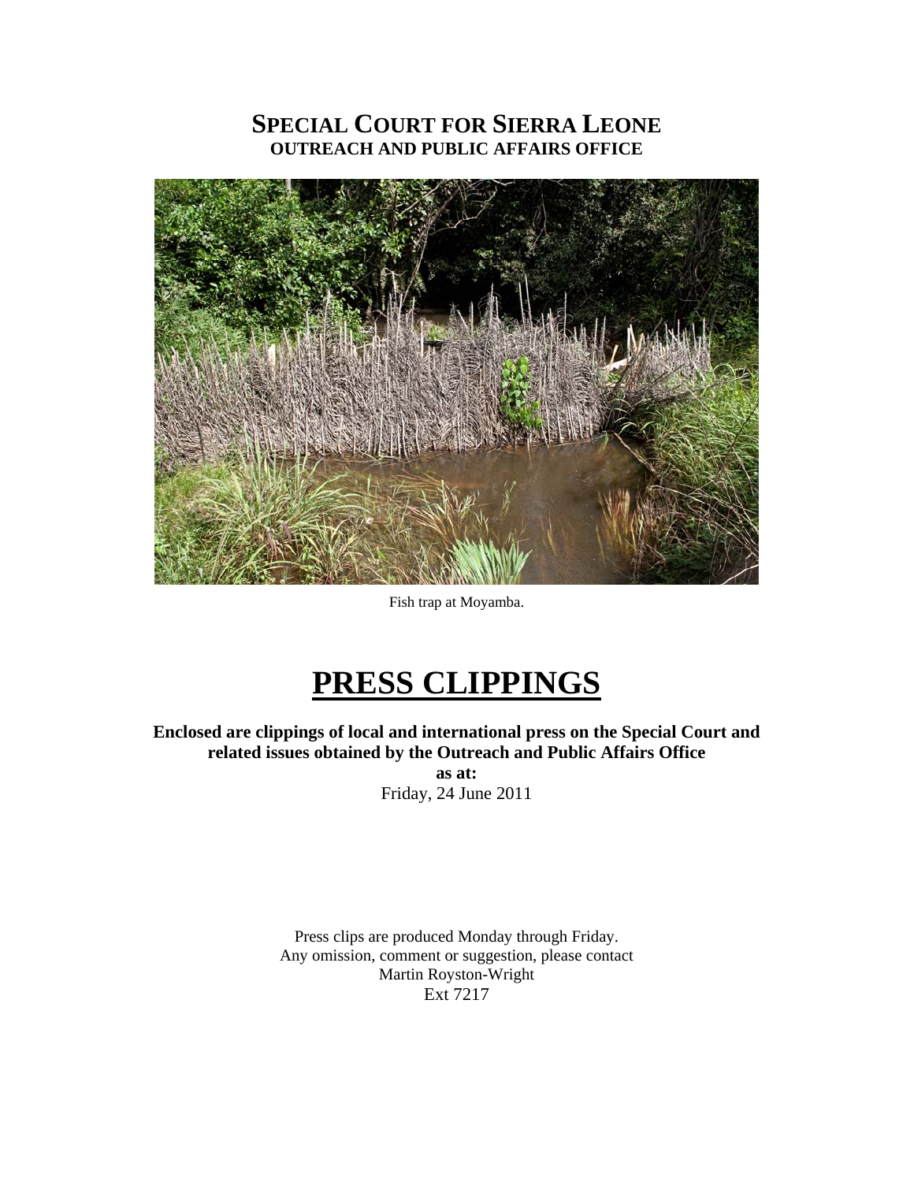# SPECIAL COURT FOR SIERRA LEONE
## OUTREACH AND PUBLIC AFFAIRS OFFICE

Fish trap at Moyamba.

# PRESS CLIPPINGS

**Enclosed are clippings of local and international press on the Special Court and related issues obtained by the Outreach and Public Affairs Office**

**as at:**

Friday, 24 June 2011

Press clips are produced Monday through Friday.
Any omission, comment or suggestion, please contact
Martin Royston-Wright
Ext 7217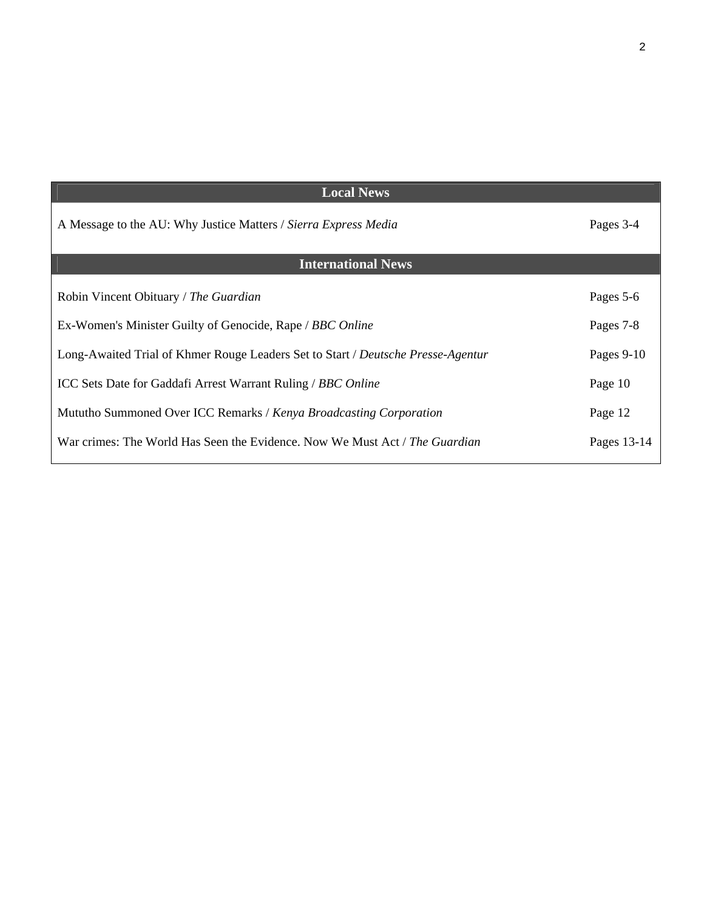| Local News | |
|---|---|
| A Message to the AU: Why Justice Matters / *Sierra Express Media* | Pages 3-4 |
| **International News** | |
| Robin Vincent Obituary / *The Guardian* | Pages 5-6 |
| Ex-Women's Minister Guilty of Genocide, Rape / *BBC Online* | Pages 7-8 |
| Long-Awaited Trial of Khmer Rouge Leaders Set to Start / *Deutsche Presse-Agentur* | Pages 9-10 |
| ICC Sets Date for Gaddafi Arrest Warrant Ruling / *BBC Online* | Page 10 |
| Mututho Summoned Over ICC Remarks / *Kenya Broadcasting Corporation* | Page 12 |
| War crimes: The World Has Seen the Evidence. Now We Must Act / *The Guardian* | Pages 13-14 |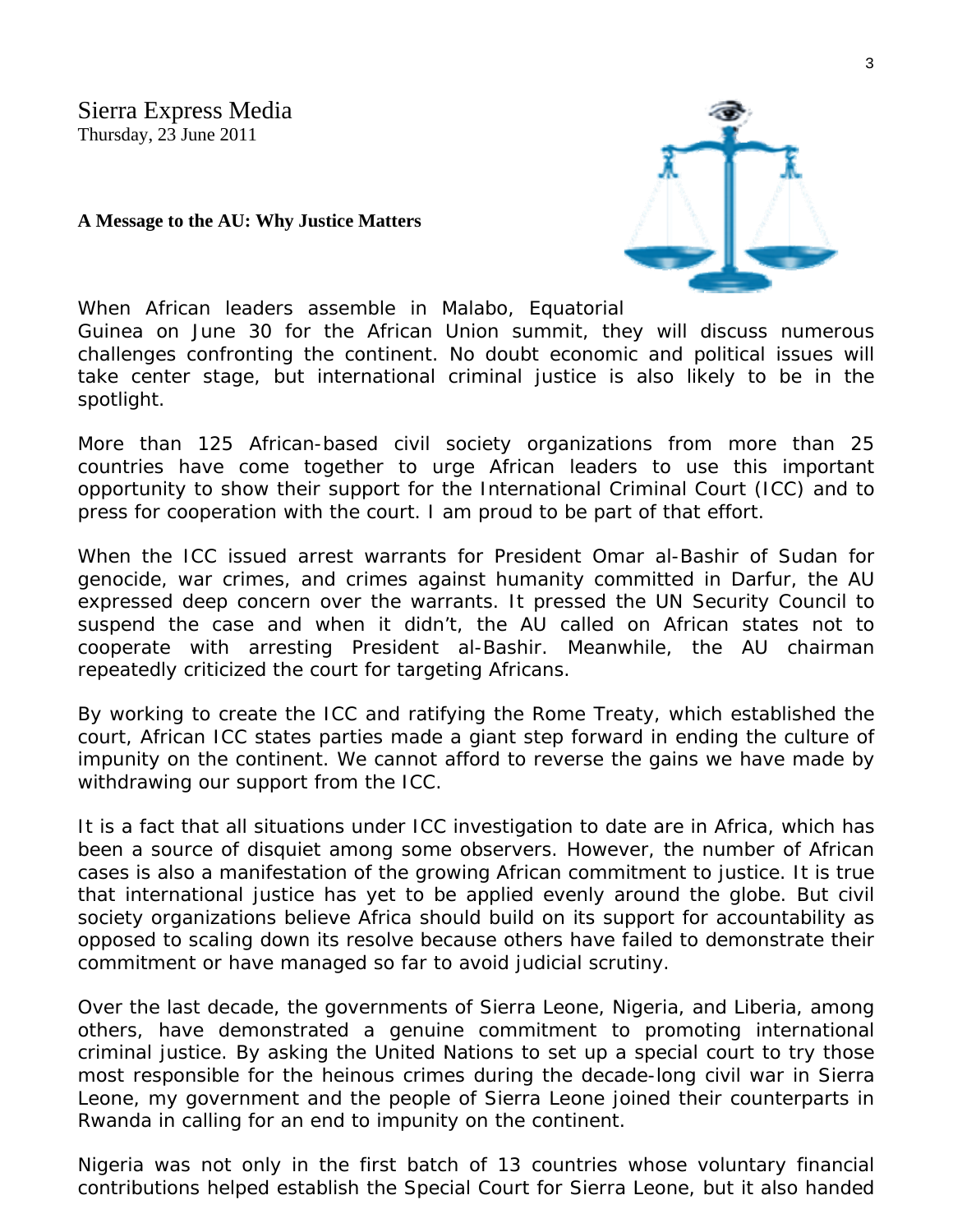Sierra Express Media
Thursday, 23 June 2011

**A Message to the AU: Why Justice Matters**

When African leaders assemble in Malabo, Equatorial Guinea on June 30 for the African Union summit, they will discuss numerous challenges confronting the continent. No doubt economic and political issues will take center stage, but international criminal justice is also likely to be in the spotlight.

More than 125 African-based civil society organizations from more than 25 countries have come together to urge African leaders to use this important opportunity to show their support for the International Criminal Court (ICC) and to press for cooperation with the court. I am proud to be part of that effort.

When the ICC issued arrest warrants for President Omar al-Bashir of Sudan for genocide, war crimes, and crimes against humanity committed in Darfur, the AU expressed deep concern over the warrants. It pressed the UN Security Council to suspend the case and when it didn't, the AU called on African states not to cooperate with arresting President al-Bashir. Meanwhile, the AU chairman repeatedly criticized the court for targeting Africans.

By working to create the ICC and ratifying the Rome Treaty, which established the court, African ICC states parties made a giant step forward in ending the culture of impunity on the continent. We cannot afford to reverse the gains we have made by withdrawing our support from the ICC.

It is a fact that all situations under ICC investigation to date are in Africa, which has been a source of disquiet among some observers. However, the number of African cases is also a manifestation of the growing African commitment to justice. It is true that international justice has yet to be applied evenly around the globe. But civil society organizations believe Africa should build on its support for accountability as opposed to scaling down its resolve because others have failed to demonstrate their commitment or have managed so far to avoid judicial scrutiny.

Over the last decade, the governments of Sierra Leone, Nigeria, and Liberia, among others, have demonstrated a genuine commitment to promoting international criminal justice. By asking the United Nations to set up a special court to try those most responsible for the heinous crimes during the decade-long civil war in Sierra Leone, my government and the people of Sierra Leone joined their counterparts in Rwanda in calling for an end to impunity on the continent.

Nigeria was not only in the first batch of 13 countries whose voluntary financial contributions helped establish the Special Court for Sierra Leone, but it also handed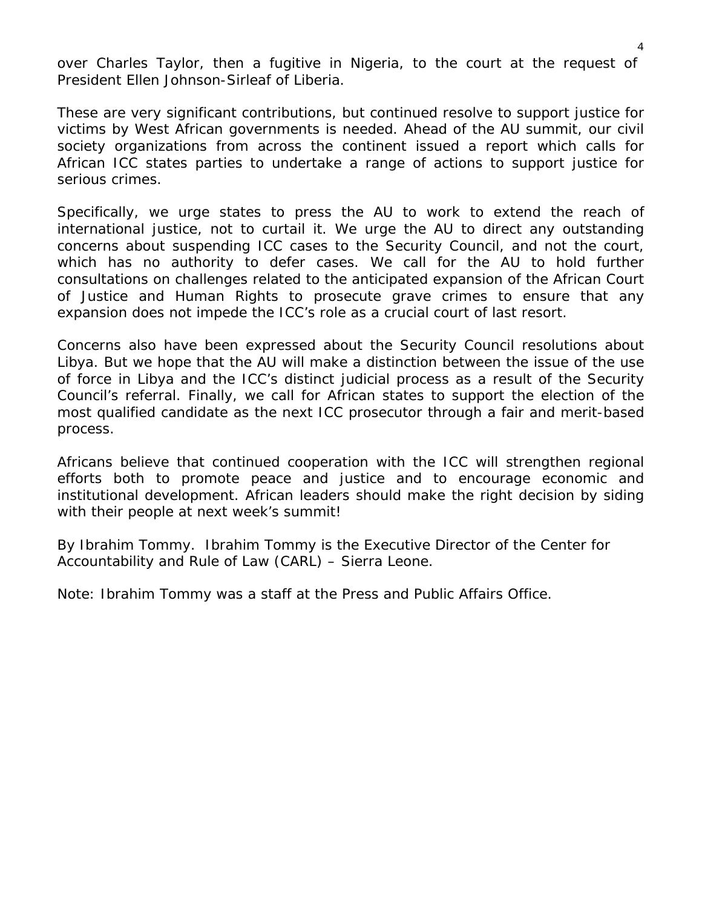over Charles Taylor, then a fugitive in Nigeria, to the court at the request of President Ellen Johnson-Sirleaf of Liberia.

These are very significant contributions, but continued resolve to support justice for victims by West African governments is needed. Ahead of the AU summit, our civil society organizations from across the continent issued a report which calls for African ICC states parties to undertake a range of actions to support justice for serious crimes.

Specifically, we urge states to press the AU to work to extend the reach of international justice, not to curtail it. We urge the AU to direct any outstanding concerns about suspending ICC cases to the Security Council, and not the court, which has no authority to defer cases. We call for the AU to hold further consultations on challenges related to the anticipated expansion of the African Court of Justice and Human Rights to prosecute grave crimes to ensure that any expansion does not impede the ICC's role as a crucial court of last resort.

Concerns also have been expressed about the Security Council resolutions about Libya. But we hope that the AU will make a distinction between the issue of the use of force in Libya and the ICC's distinct judicial process as a result of the Security Council's referral. Finally, we call for African states to support the election of the most qualified candidate as the next ICC prosecutor through a fair and merit-based process.

Africans believe that continued cooperation with the ICC will strengthen regional efforts both to promote peace and justice and to encourage economic and institutional development. African leaders should make the right decision by siding with their people at next week's summit!

By Ibrahim Tommy. Ibrahim Tommy is the Executive Director of the Center for Accountability and Rule of Law (CARL) – Sierra Leone.

Note: Ibrahim Tommy was a staff at the Press and Public Affairs Office.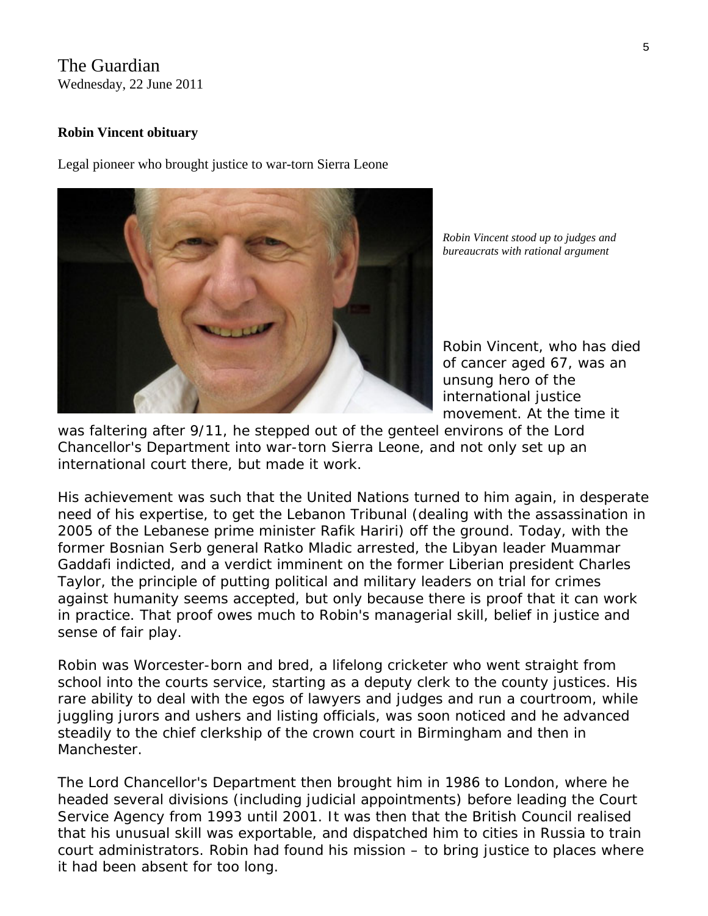The Guardian
Wednesday, 22 June 2011

**Robin Vincent obituary**

Legal pioneer who brought justice to war-torn Sierra Leone

*Robin Vincent stood up to judges and bureaucrats with rational argument*

Robin Vincent, who has died of cancer aged 67, was an unsung hero of the international justice movement. At the time it was faltering after 9/11, he stepped out of the genteel environs of the Lord Chancellor's Department into war-torn Sierra Leone, and not only set up an international court there, but made it work.

His achievement was such that the United Nations turned to him again, in desperate need of his expertise, to get the Lebanon Tribunal (dealing with the assassination in 2005 of the Lebanese prime minister Rafik Hariri) off the ground. Today, with the former Bosnian Serb general Ratko Mladic arrested, the Libyan leader Muammar Gaddafi indicted, and a verdict imminent on the former Liberian president Charles Taylor, the principle of putting political and military leaders on trial for crimes against humanity seems accepted, but only because there is proof that it can work in practice. That proof owes much to Robin's managerial skill, belief in justice and sense of fair play.

Robin was Worcester-born and bred, a lifelong cricketer who went straight from school into the courts service, starting as a deputy clerk to the county justices. His rare ability to deal with the egos of lawyers and judges and run a courtroom, while juggling jurors and ushers and listing officials, was soon noticed and he advanced steadily to the chief clerkship of the crown court in Birmingham and then in Manchester.

The Lord Chancellor's Department then brought him in 1986 to London, where he headed several divisions (including judicial appointments) before leading the Court Service Agency from 1993 until 2001. It was then that the British Council realised that his unusual skill was exportable, and dispatched him to cities in Russia to train court administrators. Robin had found his mission – to bring justice to places where it had been absent for too long.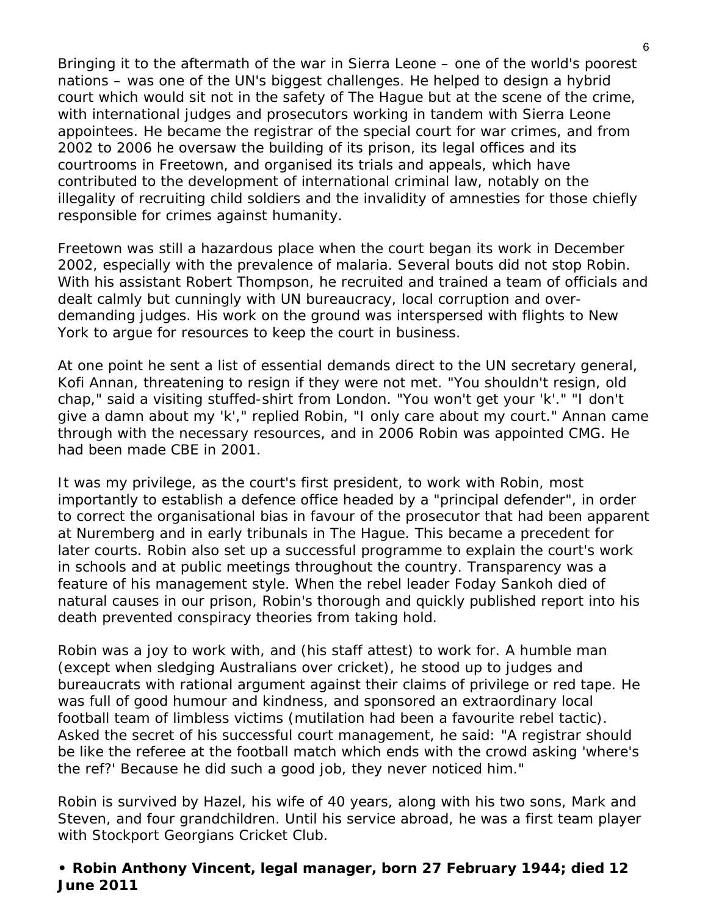Bringing it to the aftermath of the war in Sierra Leone – one of the world's poorest nations – was one of the UN's biggest challenges. He helped to design a hybrid court which would sit not in the safety of The Hague but at the scene of the crime, with international judges and prosecutors working in tandem with Sierra Leone appointees. He became the registrar of the special court for war crimes, and from 2002 to 2006 he oversaw the building of its prison, its legal offices and its courtrooms in Freetown, and organised its trials and appeals, which have contributed to the development of international criminal law, notably on the illegality of recruiting child soldiers and the invalidity of amnesties for those chiefly responsible for crimes against humanity.

Freetown was still a hazardous place when the court began its work in December 2002, especially with the prevalence of malaria. Several bouts did not stop Robin. With his assistant Robert Thompson, he recruited and trained a team of officials and dealt calmly but cunningly with UN bureaucracy, local corruption and over-demanding judges. His work on the ground was interspersed with flights to New York to argue for resources to keep the court in business.

At one point he sent a list of essential demands direct to the UN secretary general, Kofi Annan, threatening to resign if they were not met. "You shouldn't resign, old chap," said a visiting stuffed-shirt from London. "You won't get your 'k'." "I don't give a damn about my 'k'," replied Robin, "I only care about my court." Annan came through with the necessary resources, and in 2006 Robin was appointed CMG. He had been made CBE in 2001.

It was my privilege, as the court's first president, to work with Robin, most importantly to establish a defence office headed by a "principal defender", in order to correct the organisational bias in favour of the prosecutor that had been apparent at Nuremberg and in early tribunals in The Hague. This became a precedent for later courts. Robin also set up a successful programme to explain the court's work in schools and at public meetings throughout the country. Transparency was a feature of his management style. When the rebel leader Foday Sankoh died of natural causes in our prison, Robin's thorough and quickly published report into his death prevented conspiracy theories from taking hold.

Robin was a joy to work with, and (his staff attest) to work for. A humble man (except when sledging Australians over cricket), he stood up to judges and bureaucrats with rational argument against their claims of privilege or red tape. He was full of good humour and kindness, and sponsored an extraordinary local football team of limbless victims (mutilation had been a favourite rebel tactic). Asked the secret of his successful court management, he said: "A registrar should be like the referee at the football match which ends with the crowd asking 'where's the ref?' Because he did such a good job, they never noticed him."

Robin is survived by Hazel, his wife of 40 years, along with his two sons, Mark and Steven, and four grandchildren. Until his service abroad, he was a first team player with Stockport Georgians Cricket Club.

**• Robin Anthony Vincent, legal manager, born 27 February 1944; died 12 June 2011**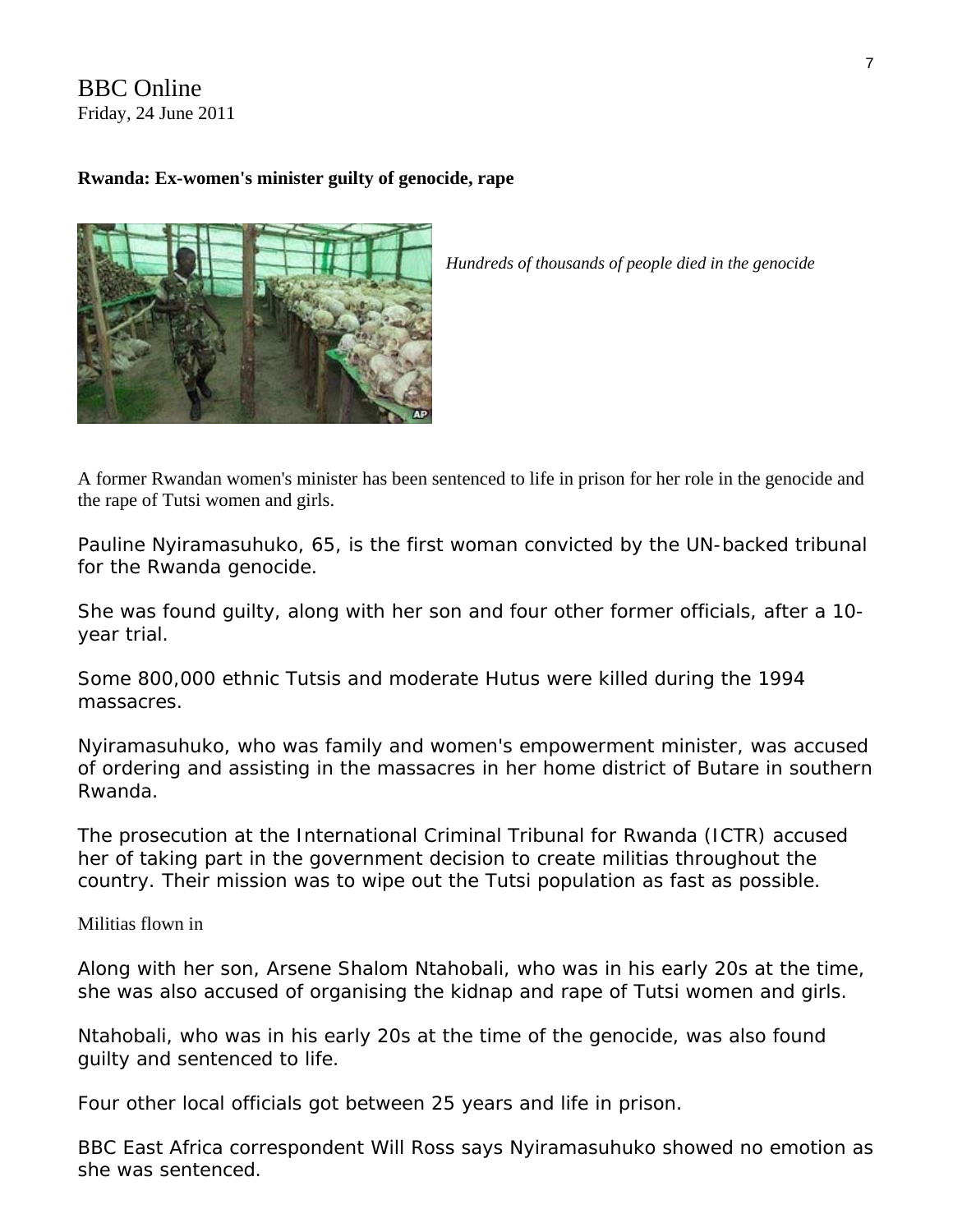BBC Online
Friday, 24 June 2011

**Rwanda: Ex-women's minister guilty of genocide, rape**

*Hundreds of thousands of people died in the genocide*

A former Rwandan women's minister has been sentenced to life in prison for her role in the genocide and the rape of Tutsi women and girls.

Pauline Nyiramasuhuko, 65, is the first woman convicted by the UN-backed tribunal for the Rwanda genocide.

She was found guilty, along with her son and four other former officials, after a 10-year trial.

Some 800,000 ethnic Tutsis and moderate Hutus were killed during the 1994 massacres.

Nyiramasuhuko, who was family and women's empowerment minister, was accused of ordering and assisting in the massacres in her home district of Butare in southern Rwanda.

The prosecution at the International Criminal Tribunal for Rwanda (ICTR) accused her of taking part in the government decision to create militias throughout the country. Their mission was to wipe out the Tutsi population as fast as possible.

Militias flown in

Along with her son, Arsene Shalom Ntahobali, who was in his early 20s at the time, she was also accused of organising the kidnap and rape of Tutsi women and girls.

Ntahobali, who was in his early 20s at the time of the genocide, was also found guilty and sentenced to life.

Four other local officials got between 25 years and life in prison.

BBC East Africa correspondent Will Ross says Nyiramasuhuko showed no emotion as she was sentenced.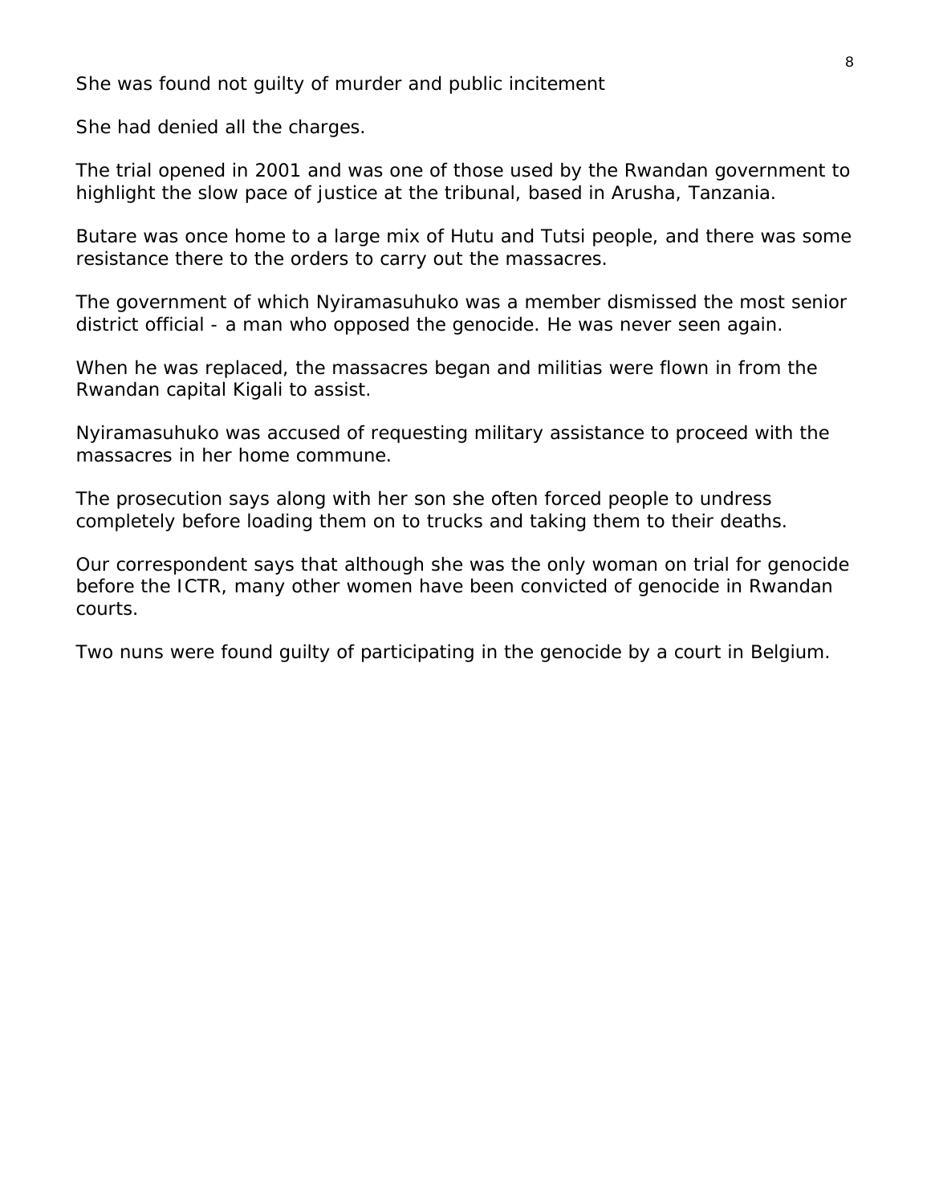She was found not guilty of murder and public incitement

She had denied all the charges.

The trial opened in 2001 and was one of those used by the Rwandan government to highlight the slow pace of justice at the tribunal, based in Arusha, Tanzania.

Butare was once home to a large mix of Hutu and Tutsi people, and there was some resistance there to the orders to carry out the massacres.

The government of which Nyiramasuhuko was a member dismissed the most senior district official - a man who opposed the genocide. He was never seen again.

When he was replaced, the massacres began and militias were flown in from the Rwandan capital Kigali to assist.

Nyiramasuhuko was accused of requesting military assistance to proceed with the massacres in her home commune.

The prosecution says along with her son she often forced people to undress completely before loading them on to trucks and taking them to their deaths.

Our correspondent says that although she was the only woman on trial for genocide before the ICTR, many other women have been convicted of genocide in Rwandan courts.

Two nuns were found guilty of participating in the genocide by a court in Belgium.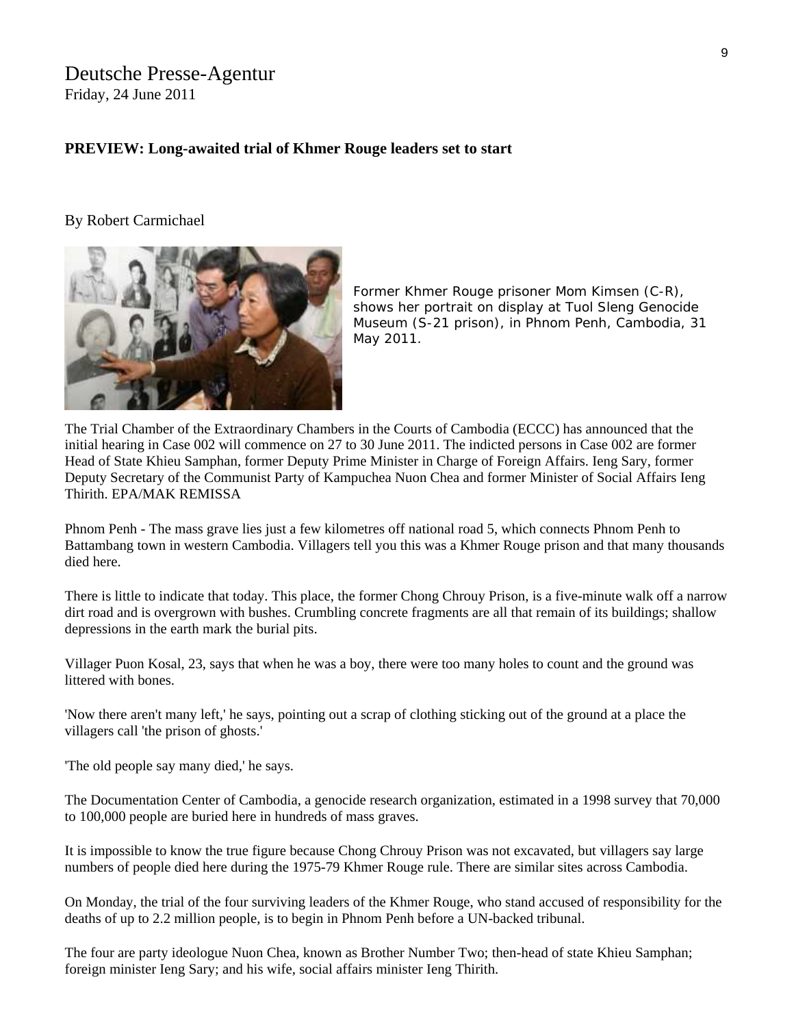Deutsche Presse-Agentur
Friday, 24 June 2011

**PREVIEW: Long-awaited trial of Khmer Rouge leaders set to start**

By Robert Carmichael

Former Khmer Rouge prisoner Mom Kimsen (C-R), shows her portrait on display at Tuol Sleng Genocide Museum (S-21 prison), in Phnom Penh, Cambodia, 31 May 2011.

The Trial Chamber of the Extraordinary Chambers in the Courts of Cambodia (ECCC) has announced that the initial hearing in Case 002 will commence on 27 to 30 June 2011. The indicted persons in Case 002 are former Head of State Khieu Samphan, former Deputy Prime Minister in Charge of Foreign Affairs. Ieng Sary, former Deputy Secretary of the Communist Party of Kampuchea Nuon Chea and former Minister of Social Affairs Ieng Thirith. EPA/MAK REMISSA

Phnom Penh - The mass grave lies just a few kilometres off national road 5, which connects Phnom Penh to Battambang town in western Cambodia. Villagers tell you this was a Khmer Rouge prison and that many thousands died here.

There is little to indicate that today. This place, the former Chong Chrouy Prison, is a five-minute walk off a narrow dirt road and is overgrown with bushes. Crumbling concrete fragments are all that remain of its buildings; shallow depressions in the earth mark the burial pits.

Villager Puon Kosal, 23, says that when he was a boy, there were too many holes to count and the ground was littered with bones.

'Now there aren't many left,' he says, pointing out a scrap of clothing sticking out of the ground at a place the villagers call 'the prison of ghosts.'

'The old people say many died,' he says.

The Documentation Center of Cambodia, a genocide research organization, estimated in a 1998 survey that 70,000 to 100,000 people are buried here in hundreds of mass graves.

It is impossible to know the true figure because Chong Chrouy Prison was not excavated, but villagers say large numbers of people died here during the 1975-79 Khmer Rouge rule. There are similar sites across Cambodia.

On Monday, the trial of the four surviving leaders of the Khmer Rouge, who stand accused of responsibility for the deaths of up to 2.2 million people, is to begin in Phnom Penh before a UN-backed tribunal.

The four are party ideologue Nuon Chea, known as Brother Number Two; then-head of state Khieu Samphan; foreign minister Ieng Sary; and his wife, social affairs minister Ieng Thirith.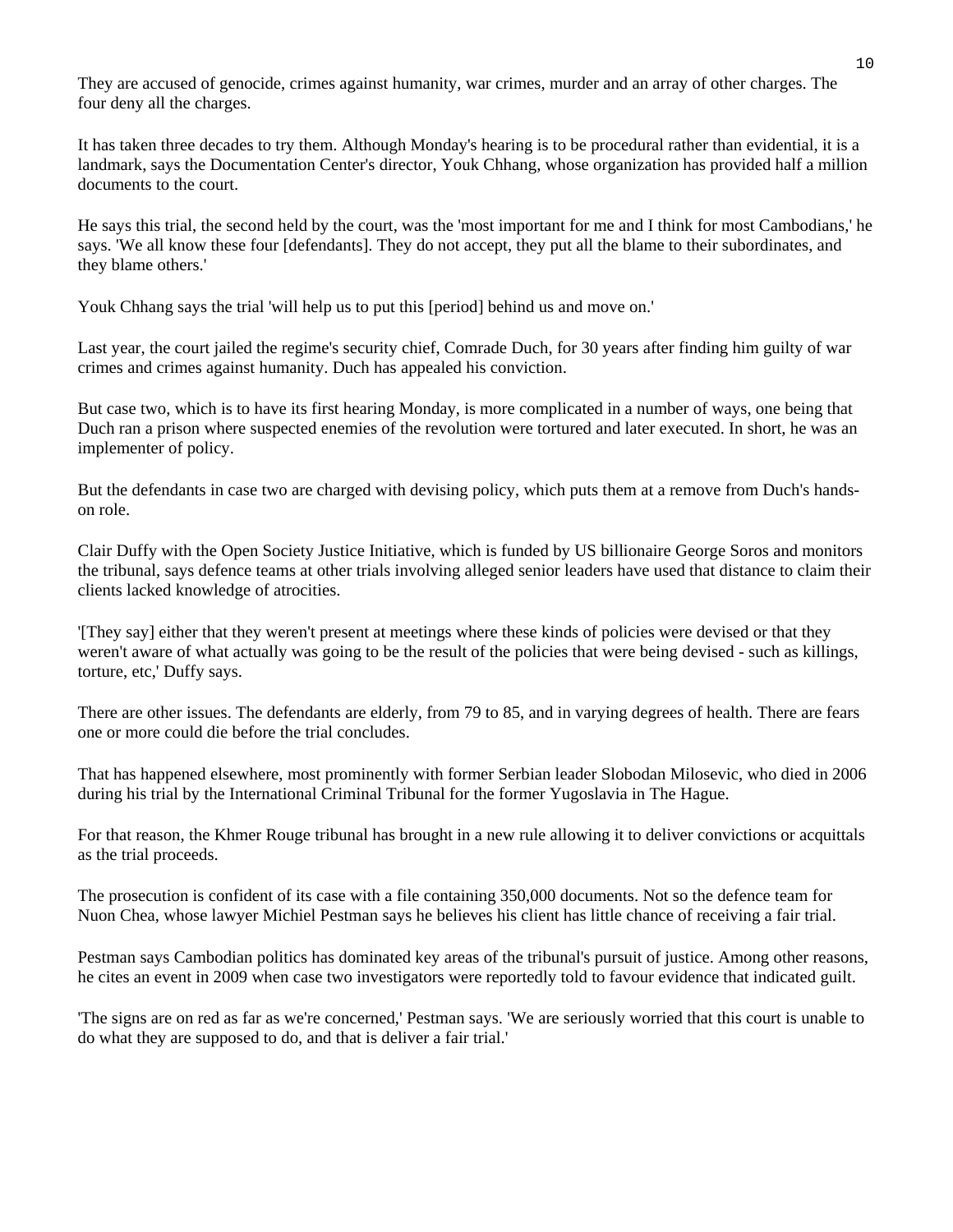They are accused of genocide, crimes against humanity, war crimes, murder and an array of other charges. The four deny all the charges.

It has taken three decades to try them. Although Monday's hearing is to be procedural rather than evidential, it is a landmark, says the Documentation Center's director, Youk Chhang, whose organization has provided half a million documents to the court.

He says this trial, the second held by the court, was the 'most important for me and I think for most Cambodians,' he says. 'We all know these four [defendants]. They do not accept, they put all the blame to their subordinates, and they blame others.'

Youk Chhang says the trial 'will help us to put this [period] behind us and move on.'

Last year, the court jailed the regime's security chief, Comrade Duch, for 30 years after finding him guilty of war crimes and crimes against humanity. Duch has appealed his conviction.

But case two, which is to have its first hearing Monday, is more complicated in a number of ways, one being that Duch ran a prison where suspected enemies of the revolution were tortured and later executed. In short, he was an implementer of policy.

But the defendants in case two are charged with devising policy, which puts them at a remove from Duch's hands-on role.

Clair Duffy with the Open Society Justice Initiative, which is funded by US billionaire George Soros and monitors the tribunal, says defence teams at other trials involving alleged senior leaders have used that distance to claim their clients lacked knowledge of atrocities.

'[They say] either that they weren't present at meetings where these kinds of policies were devised or that they weren't aware of what actually was going to be the result of the policies that were being devised - such as killings, torture, etc,' Duffy says.

There are other issues. The defendants are elderly, from 79 to 85, and in varying degrees of health. There are fears one or more could die before the trial concludes.

That has happened elsewhere, most prominently with former Serbian leader Slobodan Milosevic, who died in 2006 during his trial by the International Criminal Tribunal for the former Yugoslavia in The Hague.

For that reason, the Khmer Rouge tribunal has brought in a new rule allowing it to deliver convictions or acquittals as the trial proceeds.

The prosecution is confident of its case with a file containing 350,000 documents. Not so the defence team for Nuon Chea, whose lawyer Michiel Pestman says he believes his client has little chance of receiving a fair trial.

Pestman says Cambodian politics has dominated key areas of the tribunal's pursuit of justice. Among other reasons, he cites an event in 2009 when case two investigators were reportedly told to favour evidence that indicated guilt.

'The signs are on red as far as we're concerned,' Pestman says. 'We are seriously worried that this court is unable to do what they are supposed to do, and that is deliver a fair trial.'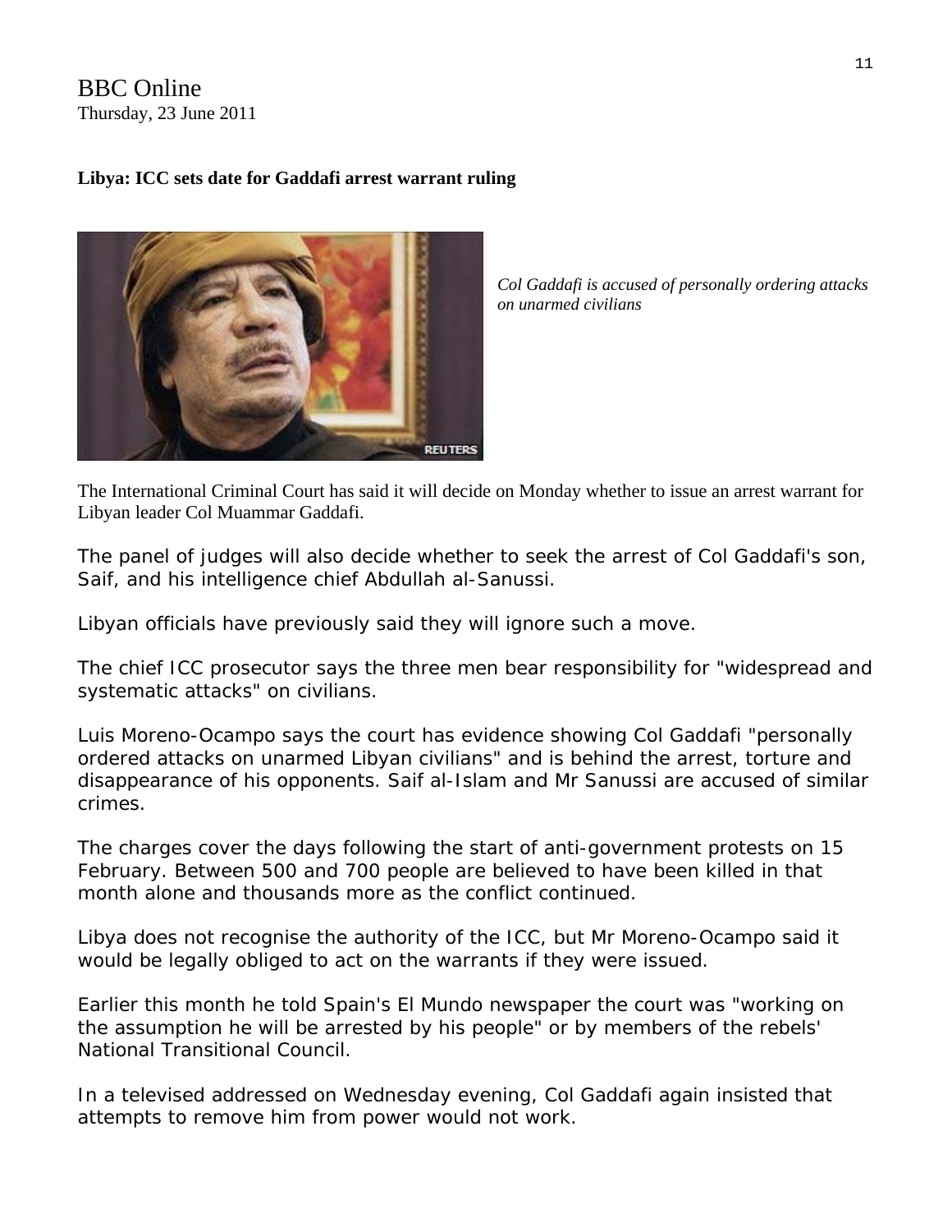BBC Online
Thursday, 23 June 2011

**Libya: ICC sets date for Gaddafi arrest warrant ruling**

*Col Gaddafi is accused of personally ordering attacks on unarmed civilians*

The International Criminal Court has said it will decide on Monday whether to issue an arrest warrant for Libyan leader Col Muammar Gaddafi.

The panel of judges will also decide whether to seek the arrest of Col Gaddafi's son, Saif, and his intelligence chief Abdullah al-Sanussi.

Libyan officials have previously said they will ignore such a move.

The chief ICC prosecutor says the three men bear responsibility for "widespread and systematic attacks" on civilians.

Luis Moreno-Ocampo says the court has evidence showing Col Gaddafi "personally ordered attacks on unarmed Libyan civilians" and is behind the arrest, torture and disappearance of his opponents. Saif al-Islam and Mr Sanussi are accused of similar crimes.

The charges cover the days following the start of anti-government protests on 15 February. Between 500 and 700 people are believed to have been killed in that month alone and thousands more as the conflict continued.

Libya does not recognise the authority of the ICC, but Mr Moreno-Ocampo said it would be legally obliged to act on the warrants if they were issued.

Earlier this month he told Spain's El Mundo newspaper the court was "working on the assumption he will be arrested by his people" or by members of the rebels' National Transitional Council.

In a televised addressed on Wednesday evening, Col Gaddafi again insisted that attempts to remove him from power would not work.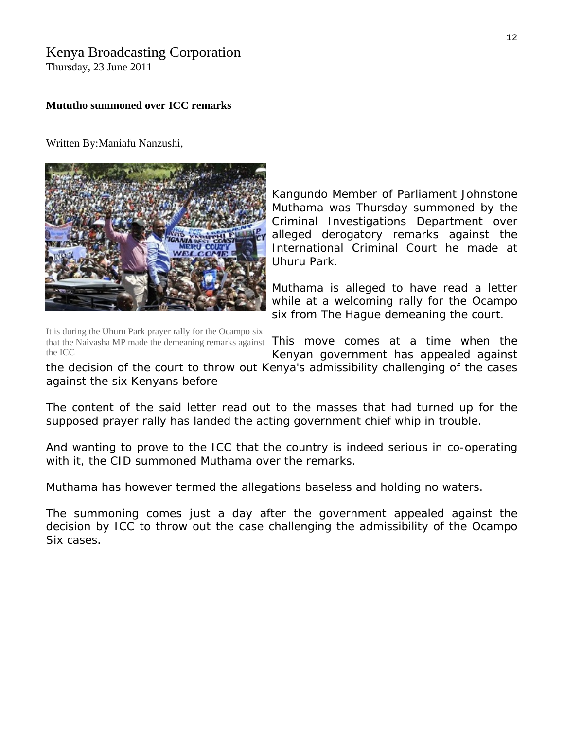Kenya Broadcasting Corporation
Thursday, 23 June 2011

**Mututho summoned over ICC remarks**

Written By:Maniafu Nanzushi,

It is during the Uhuru Park prayer rally for the Ocampo six that the Naivasha MP made the demeaning remarks against the ICC

Kangundo Member of Parliament Johnstone Muthama was Thursday summoned by the Criminal Investigations Department over alleged derogatory remarks against the International Criminal Court he made at Uhuru Park.

Muthama is alleged to have read a letter while at a welcoming rally for the Ocampo six from The Hague demeaning the court.

This move comes at a time when the Kenyan government has appealed against the decision of the court to throw out Kenya's admissibility challenging of the cases against the six Kenyans before

The content of the said letter read out to the masses that had turned up for the supposed prayer rally has landed the acting government chief whip in trouble.

And wanting to prove to the ICC that the country is indeed serious in co-operating with it, the CID summoned Muthama over the remarks.

Muthama has however termed the allegations baseless and holding no waters.

The summoning comes just a day after the government appealed against the decision by ICC to throw out the case challenging the admissibility of the Ocampo Six cases.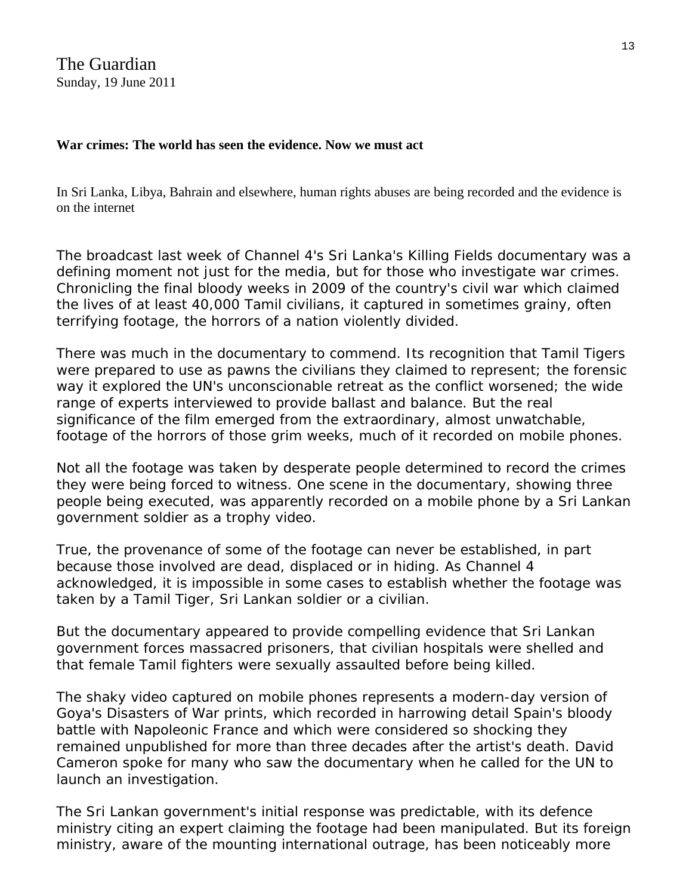The Guardian
Sunday, 19 June 2011

**War crimes: The world has seen the evidence. Now we must act**

In Sri Lanka, Libya, Bahrain and elsewhere, human rights abuses are being recorded and the evidence is on the internet

The broadcast last week of Channel 4's Sri Lanka's Killing Fields documentary was a defining moment not just for the media, but for those who investigate war crimes. Chronicling the final bloody weeks in 2009 of the country's civil war which claimed the lives of at least 40,000 Tamil civilians, it captured in sometimes grainy, often terrifying footage, the horrors of a nation violently divided.

There was much in the documentary to commend. Its recognition that Tamil Tigers were prepared to use as pawns the civilians they claimed to represent; the forensic way it explored the UN's unconscionable retreat as the conflict worsened; the wide range of experts interviewed to provide ballast and balance. But the real significance of the film emerged from the extraordinary, almost unwatchable, footage of the horrors of those grim weeks, much of it recorded on mobile phones.

Not all the footage was taken by desperate people determined to record the crimes they were being forced to witness. One scene in the documentary, showing three people being executed, was apparently recorded on a mobile phone by a Sri Lankan government soldier as a trophy video.

True, the provenance of some of the footage can never be established, in part because those involved are dead, displaced or in hiding. As Channel 4 acknowledged, it is impossible in some cases to establish whether the footage was taken by a Tamil Tiger, Sri Lankan soldier or a civilian.

But the documentary appeared to provide compelling evidence that Sri Lankan government forces massacred prisoners, that civilian hospitals were shelled and that female Tamil fighters were sexually assaulted before being killed.

The shaky video captured on mobile phones represents a modern-day version of Goya's Disasters of War prints, which recorded in harrowing detail Spain's bloody battle with Napoleonic France and which were considered so shocking they remained unpublished for more than three decades after the artist's death. David Cameron spoke for many who saw the documentary when he called for the UN to launch an investigation.

The Sri Lankan government's initial response was predictable, with its defence ministry citing an expert claiming the footage had been manipulated. But its foreign ministry, aware of the mounting international outrage, has been noticeably more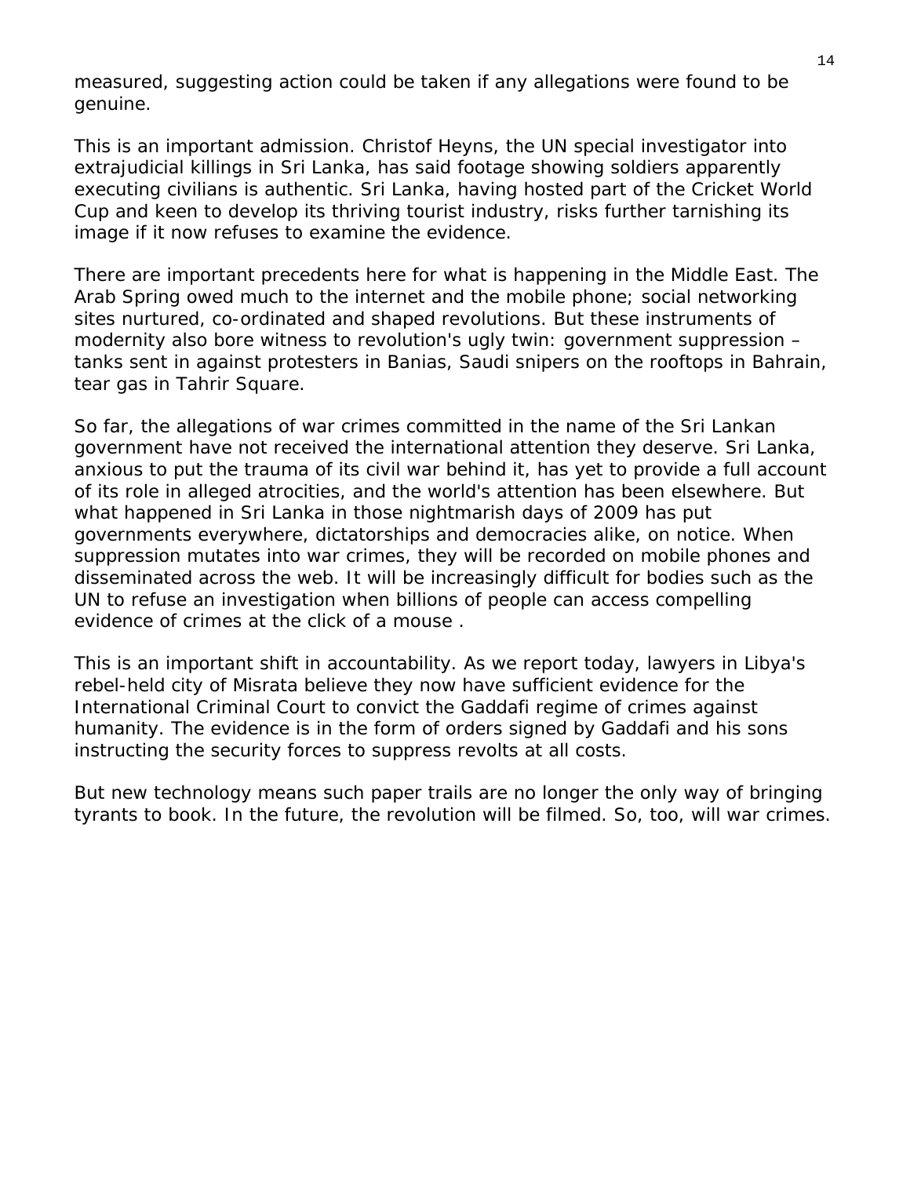measured, suggesting action could be taken if any allegations were found to be genuine.

This is an important admission. Christof Heyns, the UN special investigator into extrajudicial killings in Sri Lanka, has said footage showing soldiers apparently executing civilians is authentic. Sri Lanka, having hosted part of the Cricket World Cup and keen to develop its thriving tourist industry, risks further tarnishing its image if it now refuses to examine the evidence.

There are important precedents here for what is happening in the Middle East. The Arab Spring owed much to the internet and the mobile phone; social networking sites nurtured, co-ordinated and shaped revolutions. But these instruments of modernity also bore witness to revolution's ugly twin: government suppression – tanks sent in against protesters in Banias, Saudi snipers on the rooftops in Bahrain, tear gas in Tahrir Square.

So far, the allegations of war crimes committed in the name of the Sri Lankan government have not received the international attention they deserve. Sri Lanka, anxious to put the trauma of its civil war behind it, has yet to provide a full account of its role in alleged atrocities, and the world's attention has been elsewhere. But what happened in Sri Lanka in those nightmarish days of 2009 has put governments everywhere, dictatorships and democracies alike, on notice. When suppression mutates into war crimes, they will be recorded on mobile phones and disseminated across the web. It will be increasingly difficult for bodies such as the UN to refuse an investigation when billions of people can access compelling evidence of crimes at the click of a mouse .

This is an important shift in accountability. As we report today, lawyers in Libya's rebel-held city of Misrata believe they now have sufficient evidence for the International Criminal Court to convict the Gaddafi regime of crimes against humanity. The evidence is in the form of orders signed by Gaddafi and his sons instructing the security forces to suppress revolts at all costs.

But new technology means such paper trails are no longer the only way of bringing tyrants to book. In the future, the revolution will be filmed. So, too, will war crimes.